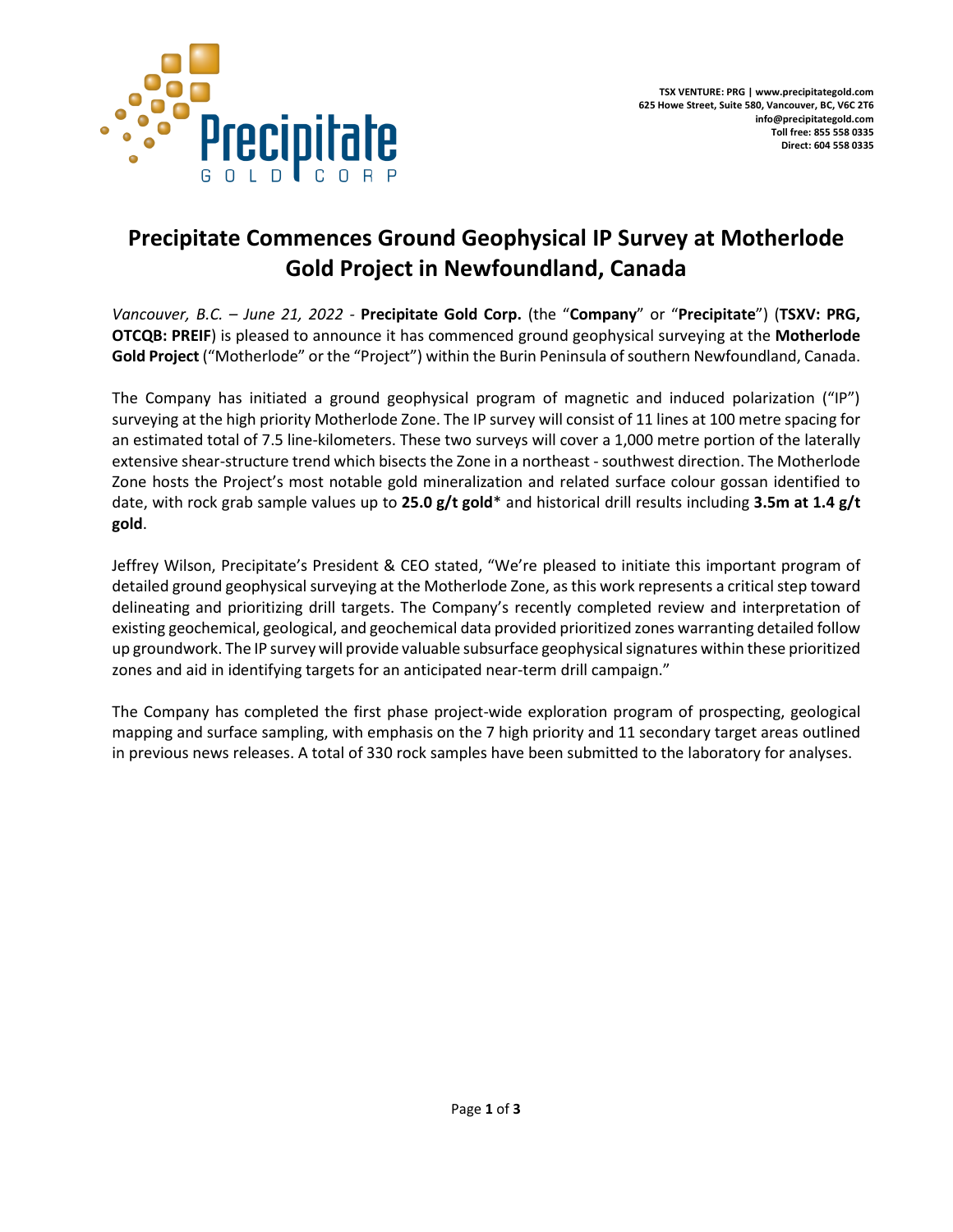TSX VENTURE: PRG | www.precipitategold.com
625 Howe Street, Suite 580, Vancouver, BC, V6C 2T6
info@precipitategold.com
Toll free: 855 558 0335
Direct: 604 558 0335

# Precipitate Commences Ground Geophysical IP Survey at Motherlode Gold Project in Newfoundland, Canada

*Vancouver, B.C. – June 21, 2022* - **Precipitate Gold Corp.** (the "**Company**" or "**Precipitate**") (**TSXV: PRG, OTCQB: PREIF**) is pleased to announce it has commenced ground geophysical surveying at the **Motherlode Gold Project** ("Motherlode" or the "Project") within the Burin Peninsula of southern Newfoundland, Canada.

The Company has initiated a ground geophysical program of magnetic and induced polarization ("IP") surveying at the high priority Motherlode Zone. The IP survey will consist of 11 lines at 100 metre spacing for an estimated total of 7.5 line-kilometers. These two surveys will cover a 1,000 metre portion of the laterally extensive shear-structure trend which bisects the Zone in a northeast - southwest direction. The Motherlode Zone hosts the Project's most notable gold mineralization and related surface colour gossan identified to date, with rock grab sample values up to **25.0 g/t gold**\* and historical drill results including **3.5m at 1.4 g/t gold**.

Jeffrey Wilson, Precipitate's President & CEO stated, "We're pleased to initiate this important program of detailed ground geophysical surveying at the Motherlode Zone, as this work represents a critical step toward delineating and prioritizing drill targets. The Company's recently completed review and interpretation of existing geochemical, geological, and geochemical data provided prioritized zones warranting detailed follow up groundwork. The IP survey will provide valuable subsurface geophysical signatures within these prioritized zones and aid in identifying targets for an anticipated near-term drill campaign."

The Company has completed the first phase project-wide exploration program of prospecting, geological mapping and surface sampling, with emphasis on the 7 high priority and 11 secondary target areas outlined in previous news releases. A total of 330 rock samples have been submitted to the laboratory for analyses.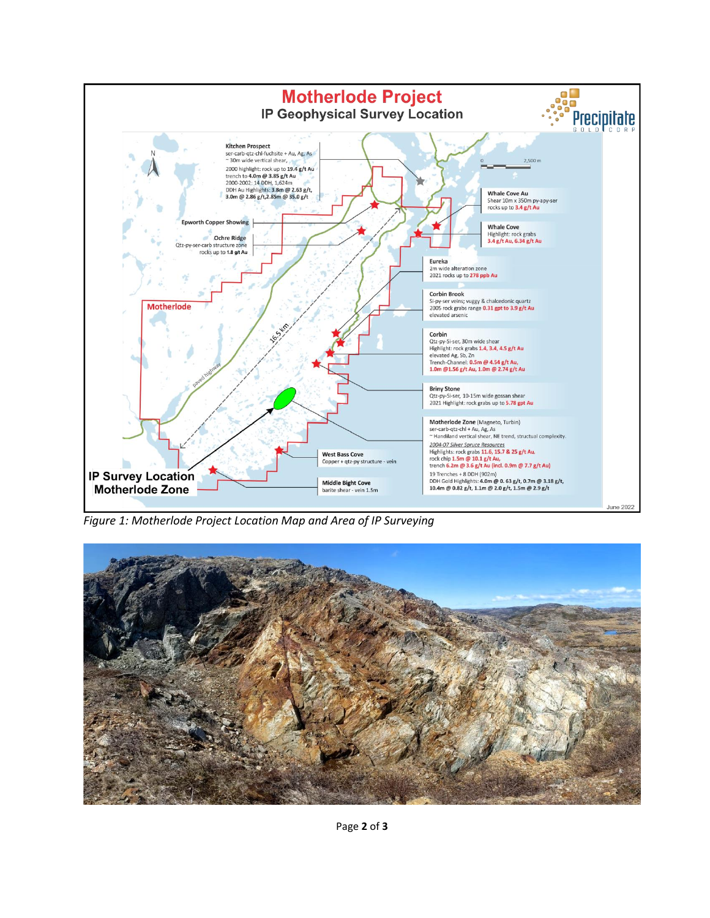*Figure 1: Motherlode Project Location Map and Area of IP Surveying*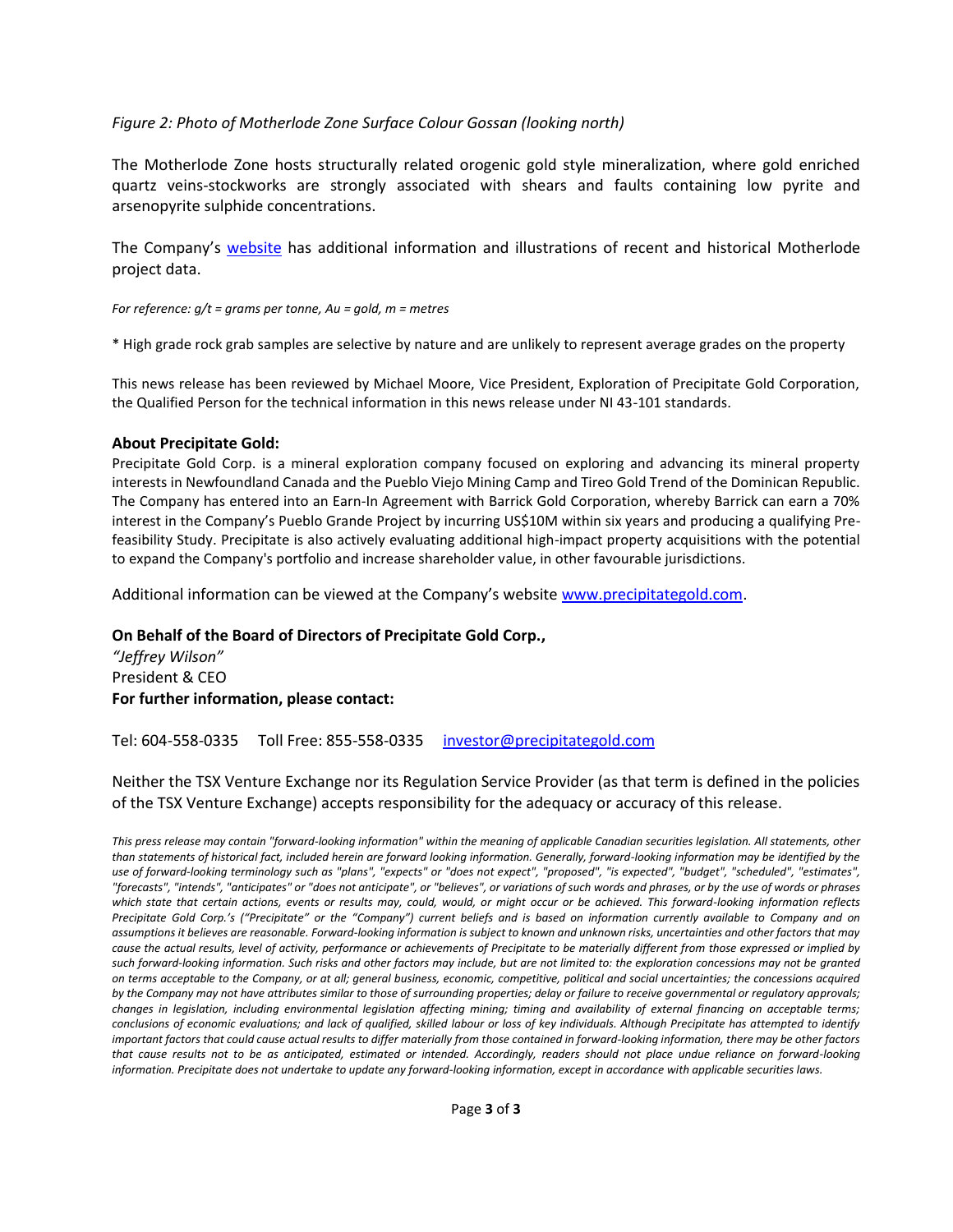*Figure 2: Photo of Motherlode Zone Surface Colour Gossan (looking north)*

The Motherlode Zone hosts structurally related orogenic gold style mineralization, where gold enriched quartz veins-stockworks are strongly associated with shears and faults containing low pyrite and arsenopyrite sulphide concentrations.

The Company's website has additional information and illustrations of recent and historical Motherlode project data.

*For reference: g/t = grams per tonne, Au = gold, m = metres*

* High grade rock grab samples are selective by nature and are unlikely to represent average grades on the property

This news release has been reviewed by Michael Moore, Vice President, Exploration of Precipitate Gold Corporation, the Qualified Person for the technical information in this news release under NI 43-101 standards.

**About Precipitate Gold:**

Precipitate Gold Corp. is a mineral exploration company focused on exploring and advancing its mineral property interests in Newfoundland Canada and the Pueblo Viejo Mining Camp and Tireo Gold Trend of the Dominican Republic. The Company has entered into an Earn-In Agreement with Barrick Gold Corporation, whereby Barrick can earn a 70% interest in the Company's Pueblo Grande Project by incurring US$10M within six years and producing a qualifying Pre-feasibility Study. Precipitate is also actively evaluating additional high-impact property acquisitions with the potential to expand the Company's portfolio and increase shareholder value, in other favourable jurisdictions.

Additional information can be viewed at the Company's website www.precipitategold.com.

**On Behalf of the Board of Directors of Precipitate Gold Corp.,**
*"Jeffrey Wilson"*
President & CEO
**For further information, please contact:**

Tel: 604-558-0335 Toll Free: 855-558-0335 investor@precipitategold.com

Neither the TSX Venture Exchange nor its Regulation Service Provider (as that term is defined in the policies of the TSX Venture Exchange) accepts responsibility for the adequacy or accuracy of this release.

*This press release may contain "forward-looking information" within the meaning of applicable Canadian securities legislation. All statements, other than statements of historical fact, included herein are forward looking information. Generally, forward-looking information may be identified by the use of forward-looking terminology such as "plans", "expects" or "does not expect", "proposed", "is expected", "budget", "scheduled", "estimates", "forecasts", "intends", "anticipates" or "does not anticipate", or "believes", or variations of such words and phrases, or by the use of words or phrases which state that certain actions, events or results may, could, would, or might occur or be achieved. This forward-looking information reflects Precipitate Gold Corp.'s ("Precipitate" or the "Company") current beliefs and is based on information currently available to Company and on assumptions it believes are reasonable. Forward-looking information is subject to known and unknown risks, uncertainties and other factors that may cause the actual results, level of activity, performance or achievements of Precipitate to be materially different from those expressed or implied by such forward-looking information. Such risks and other factors may include, but are not limited to: the exploration concessions may not be granted on terms acceptable to the Company, or at all; general business, economic, competitive, political and social uncertainties; the concessions acquired by the Company may not have attributes similar to those of surrounding properties; delay or failure to receive governmental or regulatory approvals; changes in legislation, including environmental legislation affecting mining; timing and availability of external financing on acceptable terms; conclusions of economic evaluations; and lack of qualified, skilled labour or loss of key individuals. Although Precipitate has attempted to identify important factors that could cause actual results to differ materially from those contained in forward-looking information, there may be other factors that cause results not to be as anticipated, estimated or intended. Accordingly, readers should not place undue reliance on forward-looking information. Precipitate does not undertake to update any forward-looking information, except in accordance with applicable securities laws.*